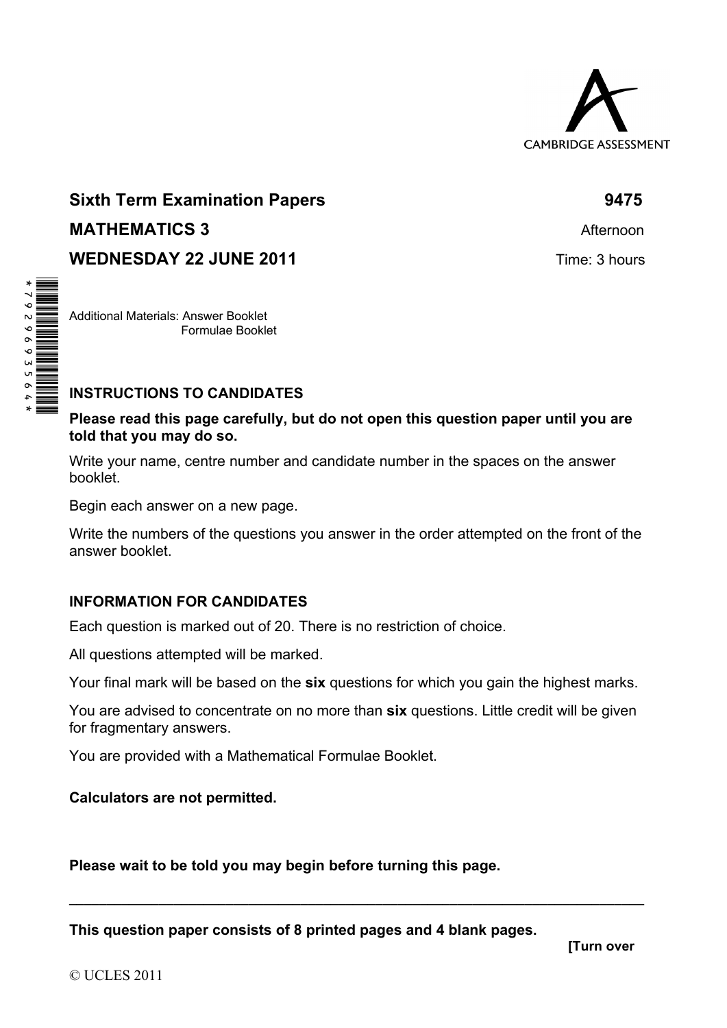CAMBRIDGE ASSESSMENT

**Sixth Term Examination Papers** **9475**

**MATHEMATICS 3** Afternoon

**WEDNESDAY 22 JUNE 2011** Time: 3 hours

Additional Materials: Answer Booklet
Formulae Booklet

**INSTRUCTIONS TO CANDIDATES**

**Please read this page carefully, but do not open this question paper until you are told that you may do so.**

Write your name, centre number and candidate number in the spaces on the answer booklet.

Begin each answer on a new page.

Write the numbers of the questions you answer in the order attempted on the front of the answer booklet.

**INFORMATION FOR CANDIDATES**

Each question is marked out of 20. There is no restriction of choice.

All questions attempted will be marked.

Your final mark will be based on the **six** questions for which you gain the highest marks.

You are advised to concentrate on no more than **six** questions. Little credit will be given for fragmentary answers.

You are provided with a Mathematical Formulae Booklet.

**Calculators are not permitted.**

**Please wait to be told you may begin before turning this page.**

---

**This question paper consists of 8 printed pages and 4 blank pages.**

**[Turn over**

© UCLES 2011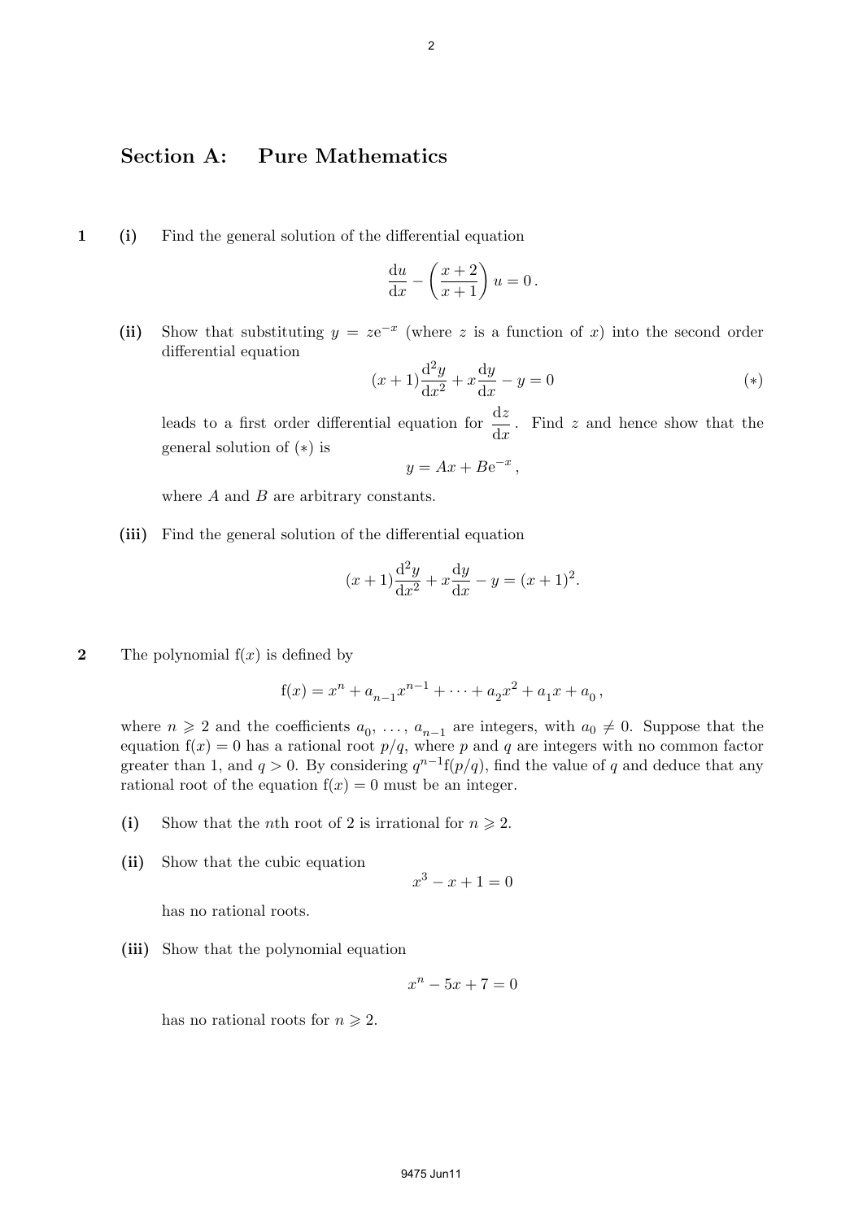## Section A: Pure Mathematics

**1** **(i)** Find the general solution of the differential equation

$$\frac{\mathrm{d}u}{\mathrm{d}x} - \left(\frac{x+2}{x+1}\right)u = 0\,.$$

**(ii)** Show that substituting $y = z\mathrm{e}^{-x}$ (where $z$ is a function of $x$) into the second order differential equation

$$(x+1)\frac{\mathrm{d}^2y}{\mathrm{d}x^2} + x\frac{\mathrm{d}y}{\mathrm{d}x} - y = 0 \qquad (*)$$

leads to a first order differential equation for $\dfrac{\mathrm{d}z}{\mathrm{d}x}$. Find $z$ and hence show that the general solution of $(*)$ is

$$y = Ax + B\mathrm{e}^{-x}\,,$$

where $A$ and $B$ are arbitrary constants.

**(iii)** Find the general solution of the differential equation

$$(x+1)\frac{\mathrm{d}^2y}{\mathrm{d}x^2} + x\frac{\mathrm{d}y}{\mathrm{d}x} - y = (x+1)^2.$$

**2** The polynomial $\mathrm{f}(x)$ is defined by

$$\mathrm{f}(x) = x^n + a_{n-1}x^{n-1} + \cdots + a_2x^2 + a_1x + a_0\,,$$

where $n \geqslant 2$ and the coefficients $a_0, \ldots, a_{n-1}$ are integers, with $a_0 \neq 0$. Suppose that the equation $\mathrm{f}(x) = 0$ has a rational root $p/q$, where $p$ and $q$ are integers with no common factor greater than 1, and $q > 0$. By considering $q^{n-1}\mathrm{f}(p/q)$, find the value of $q$ and deduce that any rational root of the equation $\mathrm{f}(x) = 0$ must be an integer.

**(i)** Show that the $n$th root of 2 is irrational for $n \geqslant 2$.

**(ii)** Show that the cubic equation

$$x^3 - x + 1 = 0$$

has no rational roots.

**(iii)** Show that the polynomial equation

$$x^n - 5x + 7 = 0$$

has no rational roots for $n \geqslant 2$.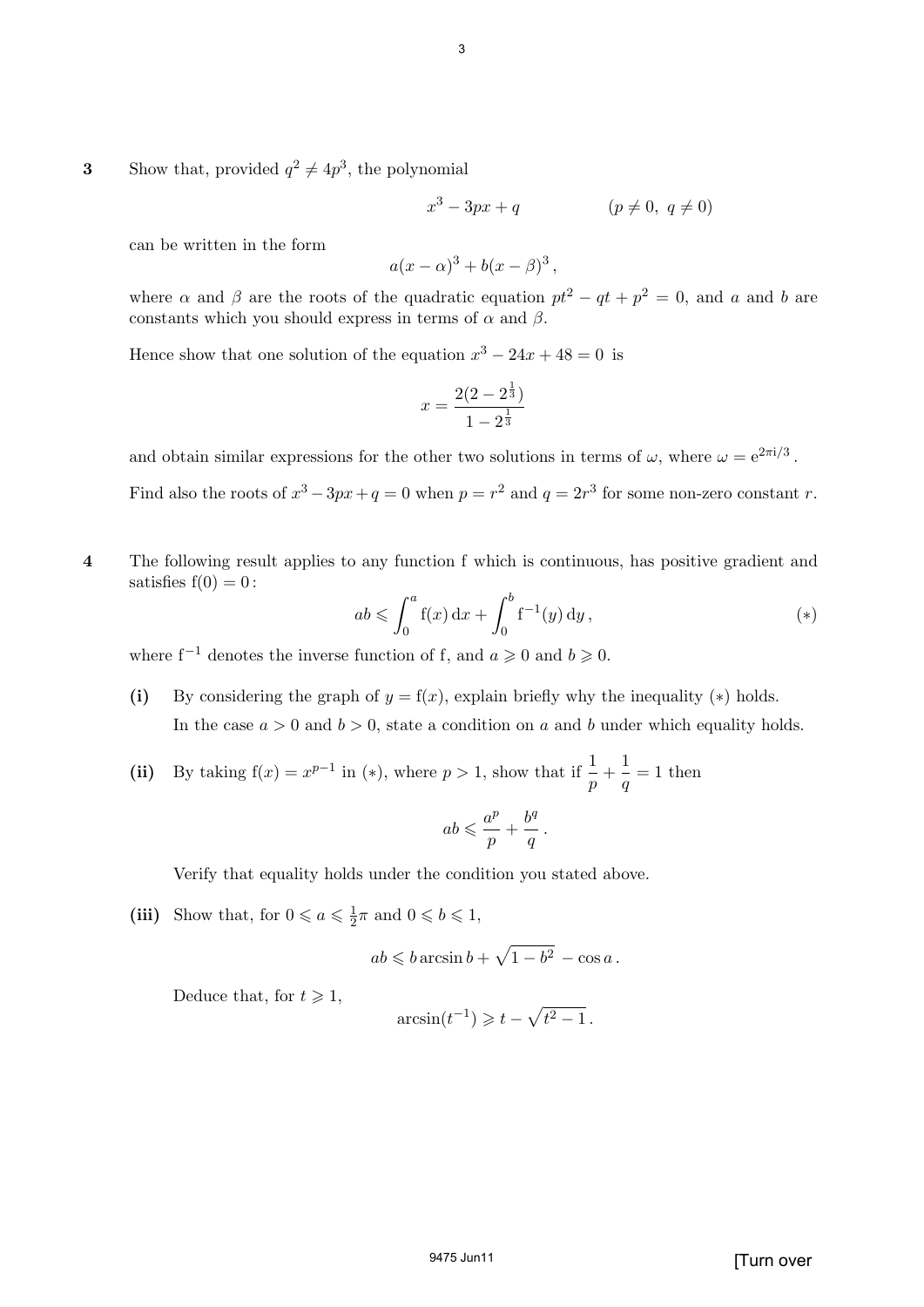**3** Show that, provided $q^2 \neq 4p^3$, the polynomial

$$x^3 - 3px + q \qquad\qquad (p \neq 0,\ q \neq 0)$$

can be written in the form

$$a(x-\alpha)^3 + b(x-\beta)^3\,,$$

where $\alpha$ and $\beta$ are the roots of the quadratic equation $pt^2 - qt + p^2 = 0$, and $a$ and $b$ are constants which you should express in terms of $\alpha$ and $\beta$.

Hence show that one solution of the equation $x^3 - 24x + 48 = 0$ is

$$x = \frac{2(2 - 2^{\frac{1}{3}})}{1 - 2^{\frac{1}{3}}}$$

and obtain similar expressions for the other two solutions in terms of $\omega$, where $\omega = \mathrm{e}^{2\pi \mathrm{i}/3}$.

Find also the roots of $x^3 - 3px + q = 0$ when $p = r^2$ and $q = 2r^3$ for some non-zero constant $r$.

**4** The following result applies to any function f which is continuous, has positive gradient and satisfies $\mathrm{f}(0) = 0$:

$$ab \leqslant \int_0^a \mathrm{f}(x)\,\mathrm{d}x + \int_0^b \mathrm{f}^{-1}(y)\,\mathrm{d}y\,, \qquad (*)$$

where $\mathrm{f}^{-1}$ denotes the inverse function of f, and $a \geqslant 0$ and $b \geqslant 0$.

**(i)** By considering the graph of $y = \mathrm{f}(x)$, explain briefly why the inequality $(*)$ holds.

In the case $a > 0$ and $b > 0$, state a condition on $a$ and $b$ under which equality holds.

**(ii)** By taking $\mathrm{f}(x) = x^{p-1}$ in $(*)$, where $p > 1$, show that if $\dfrac{1}{p} + \dfrac{1}{q} = 1$ then

$$ab \leqslant \frac{a^p}{p} + \frac{b^q}{q}\,.$$

Verify that equality holds under the condition you stated above.

**(iii)** Show that, for $0 \leqslant a \leqslant \frac{1}{2}\pi$ and $0 \leqslant b \leqslant 1$,

$$ab \leqslant b \arcsin b + \sqrt{1 - b^2}\, - \cos a\,.$$

Deduce that, for $t \geqslant 1$,

$$\arcsin(t^{-1}) \geqslant t - \sqrt{t^2 - 1}\,.$$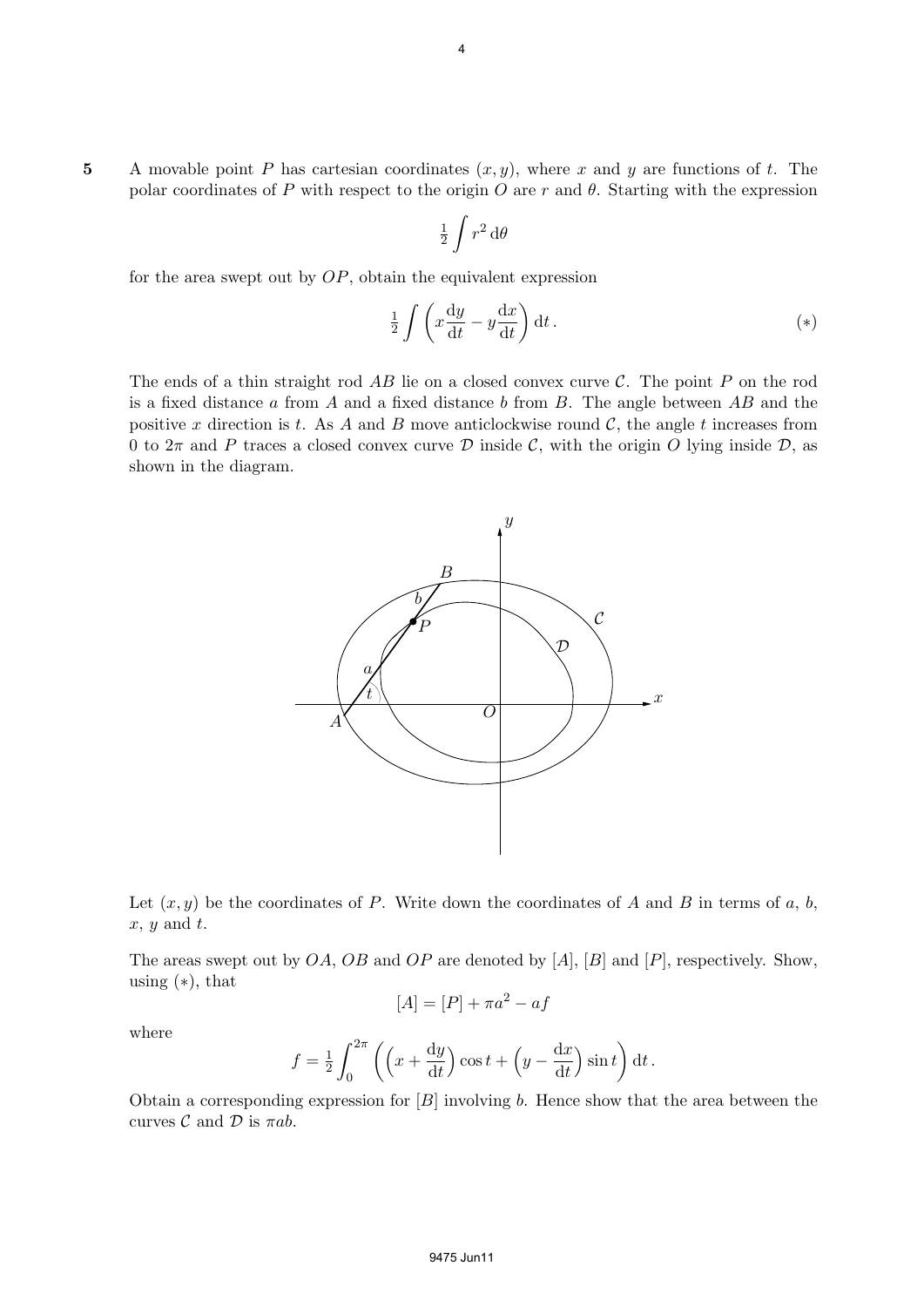**5** A movable point $P$ has cartesian coordinates $(x, y)$, where $x$ and $y$ are functions of $t$. The polar coordinates of $P$ with respect to the origin $O$ are $r$ and $\theta$. Starting with the expression

$$\tfrac{1}{2}\int r^2 \, \mathrm{d}\theta$$

for the area swept out by $OP$, obtain the equivalent expression

$$\tfrac{1}{2}\int \left( x\frac{\mathrm{d}y}{\mathrm{d}t} - y\frac{\mathrm{d}x}{\mathrm{d}t} \right) \mathrm{d}t \,. \qquad (*)$$

The ends of a thin straight rod $AB$ lie on a closed convex curve $\mathcal{C}$. The point $P$ on the rod is a fixed distance $a$ from $A$ and a fixed distance $b$ from $B$. The angle between $AB$ and the positive $x$ direction is $t$. As $A$ and $B$ move anticlockwise round $\mathcal{C}$, the angle $t$ increases from 0 to $2\pi$ and $P$ traces a closed convex curve $\mathcal{D}$ inside $\mathcal{C}$, with the origin $O$ lying inside $\mathcal{D}$, as shown in the diagram.

Let $(x, y)$ be the coordinates of $P$. Write down the coordinates of $A$ and $B$ in terms of $a$, $b$, $x$, $y$ and $t$.

The areas swept out by $OA$, $OB$ and $OP$ are denoted by $[A]$, $[B]$ and $[P]$, respectively. Show, using $(*)$, that

$$[A] = [P] + \pi a^2 - af$$

where

$$f = \tfrac{1}{2}\int_0^{2\pi} \left( \left( x + \frac{\mathrm{d}y}{\mathrm{d}t} \right) \cos t + \left( y - \frac{\mathrm{d}x}{\mathrm{d}t} \right) \sin t \right) \mathrm{d}t \,.$$

Obtain a corresponding expression for $[B]$ involving $b$. Hence show that the area between the curves $\mathcal{C}$ and $\mathcal{D}$ is $\pi ab$.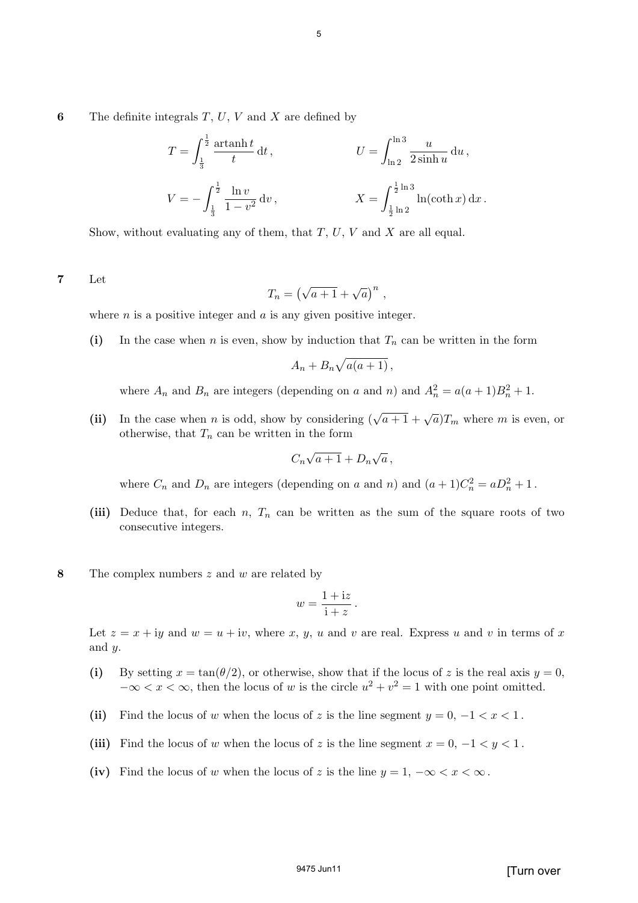**6** The definite integrals $T$, $U$, $V$ and $X$ are defined by

$$T = \int_{\frac{1}{3}}^{\frac{1}{2}} \frac{\operatorname{artanh} t}{t} \, \mathrm{d}t \,, \qquad U = \int_{\ln 2}^{\ln 3} \frac{u}{2 \sinh u} \, \mathrm{d}u \,,$$

$$V = -\int_{\frac{1}{3}}^{\frac{1}{2}} \frac{\ln v}{1 - v^2} \, \mathrm{d}v \,, \qquad X = \int_{\frac{1}{2}\ln 2}^{\frac{1}{2}\ln 3} \ln(\coth x) \, \mathrm{d}x \,.$$

Show, without evaluating any of them, that $T$, $U$, $V$ and $X$ are all equal.

**7** Let

$$T_n = \left(\sqrt{a+1} + \sqrt{a}\right)^n \,,$$

where $n$ is a positive integer and $a$ is any given positive integer.

**(i)** In the case when $n$ is even, show by induction that $T_n$ can be written in the form

$$A_n + B_n \sqrt{a(a+1)} \,,$$

where $A_n$ and $B_n$ are integers (depending on $a$ and $n$) and $A_n^2 = a(a+1)B_n^2 + 1$.

**(ii)** In the case when $n$ is odd, show by considering $(\sqrt{a+1} + \sqrt{a})T_m$ where $m$ is even, or otherwise, that $T_n$ can be written in the form

$$C_n \sqrt{a+1} + D_n \sqrt{a} \,,$$

where $C_n$ and $D_n$ are integers (depending on $a$ and $n$) and $(a+1)C_n^2 = aD_n^2 + 1$.

**(iii)** Deduce that, for each $n$, $T_n$ can be written as the sum of the square roots of two consecutive integers.

**8** The complex numbers $z$ and $w$ are related by

$$w = \frac{1 + \mathrm{i}z}{\mathrm{i} + z} \,.$$

Let $z = x + \mathrm{i}y$ and $w = u + \mathrm{i}v$, where $x$, $y$, $u$ and $v$ are real. Express $u$ and $v$ in terms of $x$ and $y$.

**(i)** By setting $x = \tan(\theta/2)$, or otherwise, show that if the locus of $z$ is the real axis $y = 0$, $-\infty < x < \infty$, then the locus of $w$ is the circle $u^2 + v^2 = 1$ with one point omitted.

**(ii)** Find the locus of $w$ when the locus of $z$ is the line segment $y = 0$, $-1 < x < 1$.

**(iii)** Find the locus of $w$ when the locus of $z$ is the line segment $x = 0$, $-1 < y < 1$.

**(iv)** Find the locus of $w$ when the locus of $z$ is the line $y = 1$, $-\infty < x < \infty$.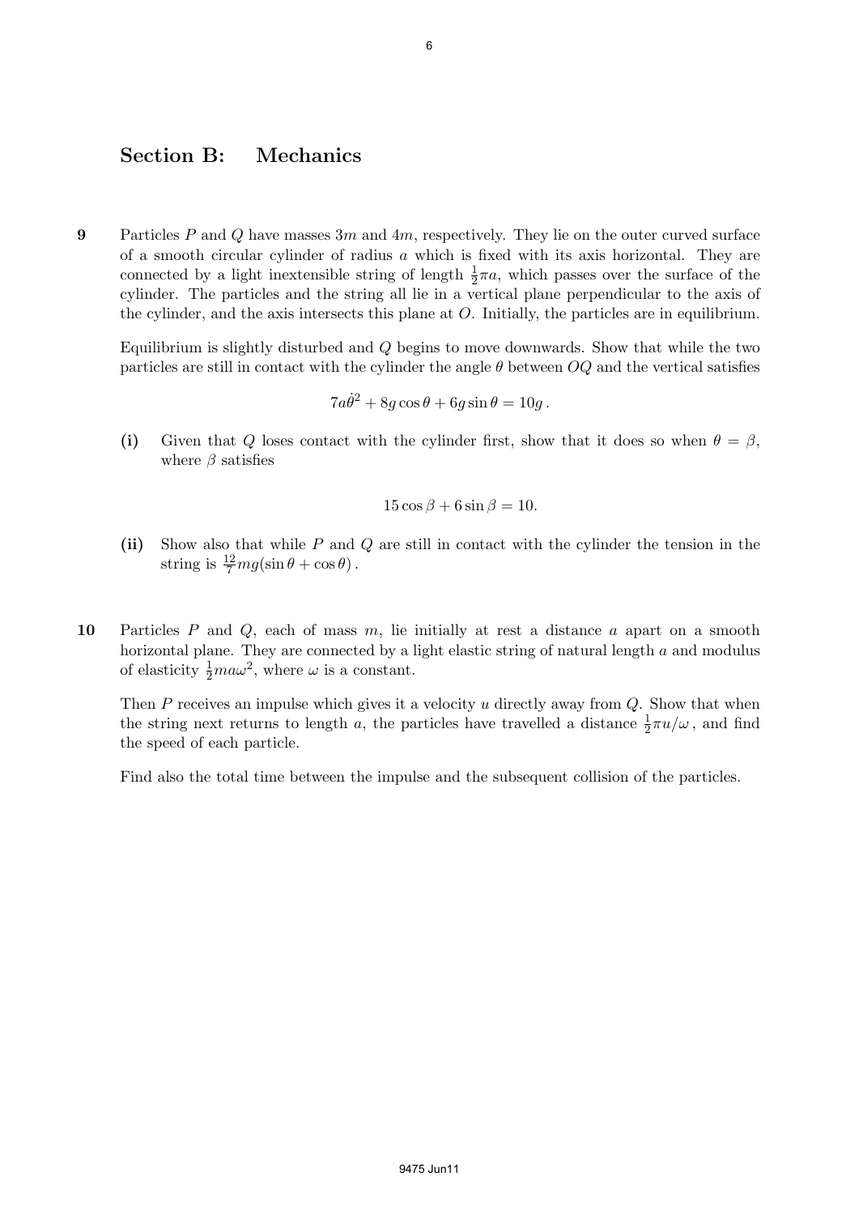## Section B: Mechanics

**9** Particles $P$ and $Q$ have masses $3m$ and $4m$, respectively. They lie on the outer curved surface of a smooth circular cylinder of radius $a$ which is fixed with its axis horizontal. They are connected by a light inextensible string of length $\frac{1}{2}\pi a$, which passes over the surface of the cylinder. The particles and the string all lie in a vertical plane perpendicular to the axis of the cylinder, and the axis intersects this plane at $O$. Initially, the particles are in equilibrium.

Equilibrium is slightly disturbed and $Q$ begins to move downwards. Show that while the two particles are still in contact with the cylinder the angle $\theta$ between $OQ$ and the vertical satisfies

$$7a\dot{\theta}^2 + 8g\cos\theta + 6g\sin\theta = 10g\,.$$

**(i)** Given that $Q$ loses contact with the cylinder first, show that it does so when $\theta = \beta$, where $\beta$ satisfies

$$15\cos\beta + 6\sin\beta = 10.$$

**(ii)** Show also that while $P$ and $Q$ are still in contact with the cylinder the tension in the string is $\frac{12}{7}mg(\sin\theta + \cos\theta)$.

**10** Particles $P$ and $Q$, each of mass $m$, lie initially at rest a distance $a$ apart on a smooth horizontal plane. They are connected by a light elastic string of natural length $a$ and modulus of elasticity $\frac{1}{2}ma\omega^2$, where $\omega$ is a constant.

Then $P$ receives an impulse which gives it a velocity $u$ directly away from $Q$. Show that when the string next returns to length $a$, the particles have travelled a distance $\frac{1}{2}\pi u/\omega$, and find the speed of each particle.

Find also the total time between the impulse and the subsequent collision of the particles.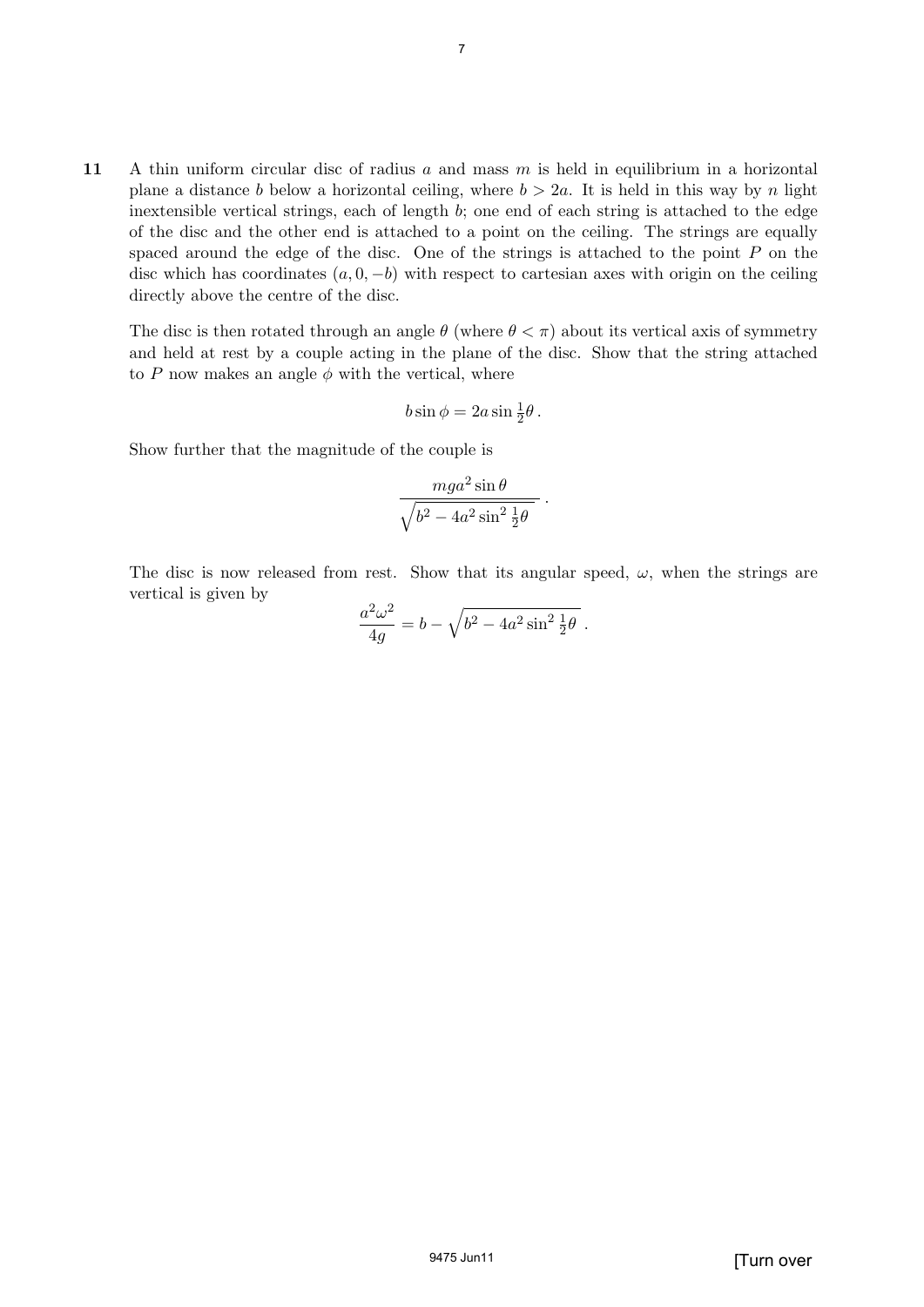**11** A thin uniform circular disc of radius $a$ and mass $m$ is held in equilibrium in a horizontal plane a distance $b$ below a horizontal ceiling, where $b > 2a$. It is held in this way by $n$ light inextensible vertical strings, each of length $b$; one end of each string is attached to the edge of the disc and the other end is attached to a point on the ceiling. The strings are equally spaced around the edge of the disc. One of the strings is attached to the point $P$ on the disc which has coordinates $(a, 0, -b)$ with respect to cartesian axes with origin on the ceiling directly above the centre of the disc.

The disc is then rotated through an angle $\theta$ (where $\theta < \pi$) about its vertical axis of symmetry and held at rest by a couple acting in the plane of the disc. Show that the string attached to $P$ now makes an angle $\phi$ with the vertical, where

$$b \sin \phi = 2a \sin \tfrac{1}{2}\theta \, .$$

Show further that the magnitude of the couple is

$$\frac{mga^2 \sin \theta}{\sqrt{b^2 - 4a^2 \sin^2 \frac{1}{2}\theta}} \, .$$

The disc is now released from rest. Show that its angular speed, $\omega$, when the strings are vertical is given by

$$\frac{a^2\omega^2}{4g} = b - \sqrt{b^2 - 4a^2 \sin^2 \tfrac{1}{2}\theta} \, .$$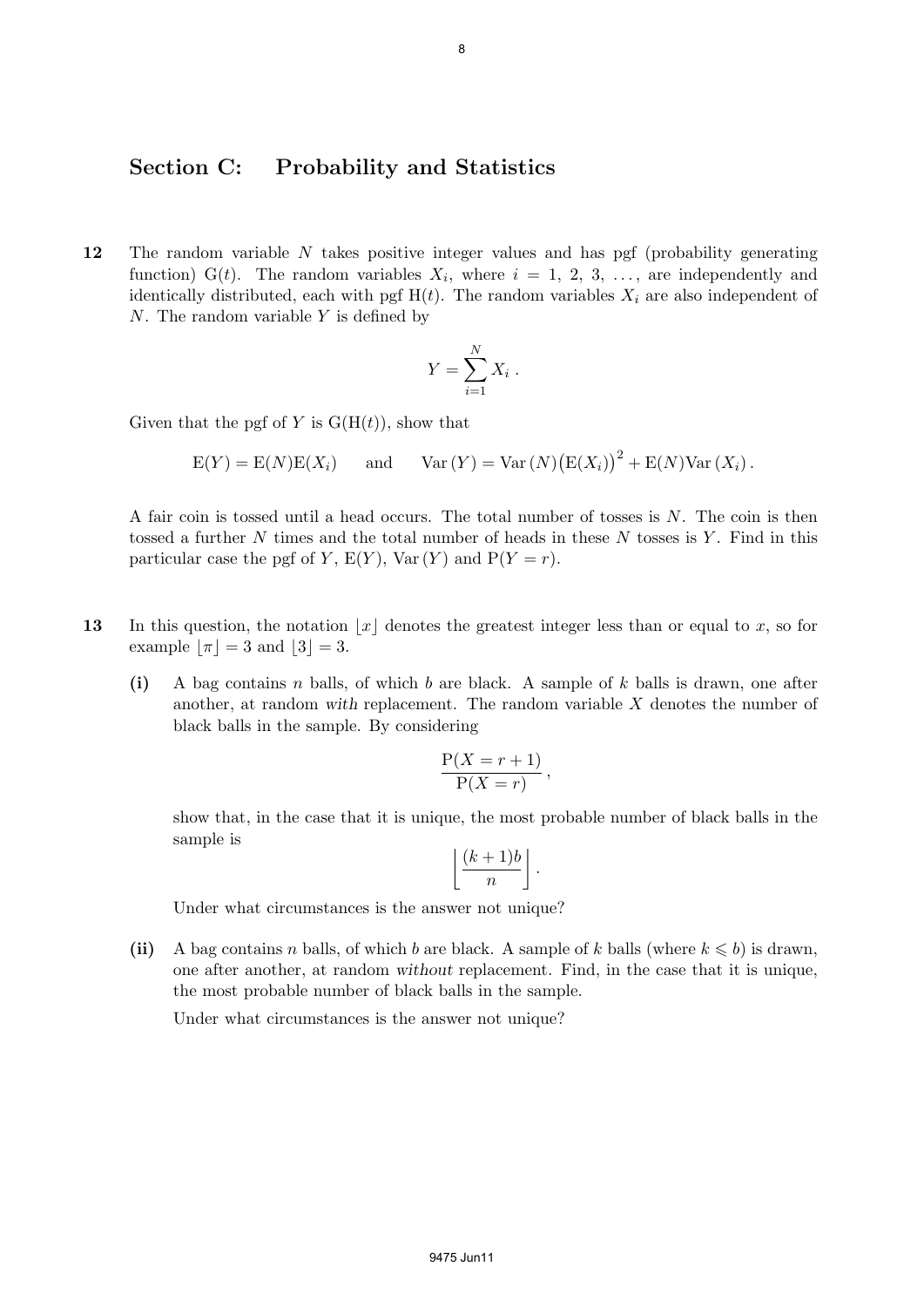## Section C: Probability and Statistics

**12** The random variable $N$ takes positive integer values and has pgf (probability generating function) $\mathrm{G}(t)$. The random variables $X_i$, where $i = 1, 2, 3, \ldots$, are independently and identically distributed, each with pgf $\mathrm{H}(t)$. The random variables $X_i$ are also independent of $N$. The random variable $Y$ is defined by

$$Y = \sum_{i=1}^{N} X_i \,.$$

Given that the pgf of $Y$ is $\mathrm{G}(\mathrm{H}(t))$, show that

$$\mathrm{E}(Y) = \mathrm{E}(N)\mathrm{E}(X_i) \qquad \text{and} \qquad \mathrm{Var}\,(Y) = \mathrm{Var}\,(N)\big(\mathrm{E}(X_i)\big)^2 + \mathrm{E}(N)\mathrm{Var}\,(X_i)\,.$$

A fair coin is tossed until a head occurs. The total number of tosses is $N$. The coin is then tossed a further $N$ times and the total number of heads in these $N$ tosses is $Y$. Find in this particular case the pgf of $Y$, $\mathrm{E}(Y)$, $\mathrm{Var}\,(Y)$ and $\mathrm{P}(Y = r)$.

**13** In this question, the notation $\lfloor x \rfloor$ denotes the greatest integer less than or equal to $x$, so for example $\lfloor \pi \rfloor = 3$ and $\lfloor 3 \rfloor = 3$.

**(i)** A bag contains $n$ balls, of which $b$ are black. A sample of $k$ balls is drawn, one after another, at random *with* replacement. The random variable $X$ denotes the number of black balls in the sample. By considering

$$\frac{\mathrm{P}(X = r + 1)}{\mathrm{P}(X = r)}\,,$$

show that, in the case that it is unique, the most probable number of black balls in the sample is

$$\left\lfloor \frac{(k+1)b}{n} \right\rfloor.$$

Under what circumstances is the answer not unique?

**(ii)** A bag contains $n$ balls, of which $b$ are black. A sample of $k$ balls (where $k \leqslant b$) is drawn, one after another, at random *without* replacement. Find, in the case that it is unique, the most probable number of black balls in the sample.

Under what circumstances is the answer not unique?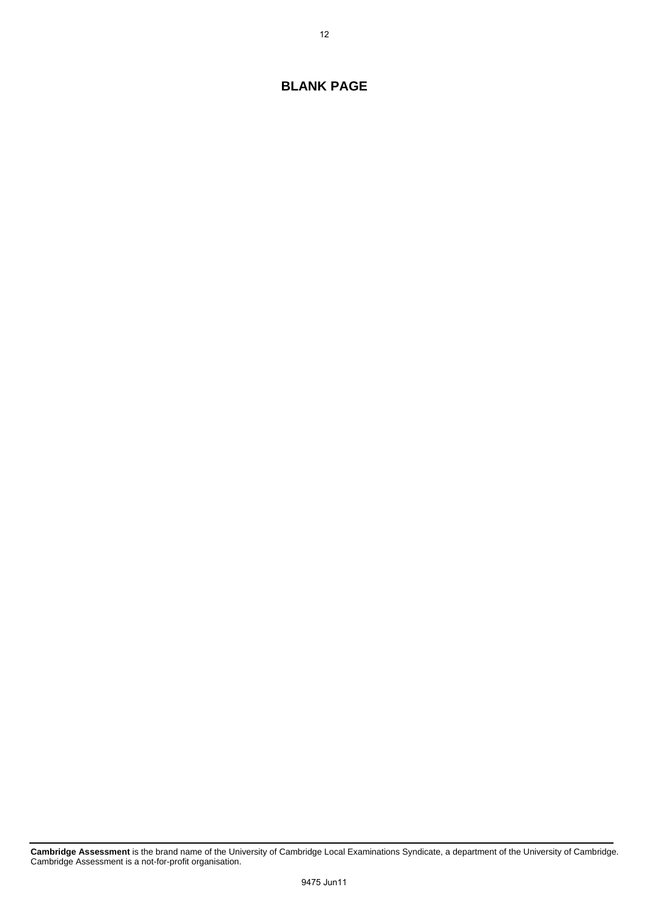**BLANK PAGE**

**Cambridge Assessment** is the brand name of the University of Cambridge Local Examinations Syndicate, a department of the University of Cambridge. Cambridge Assessment is a not-for-profit organisation.